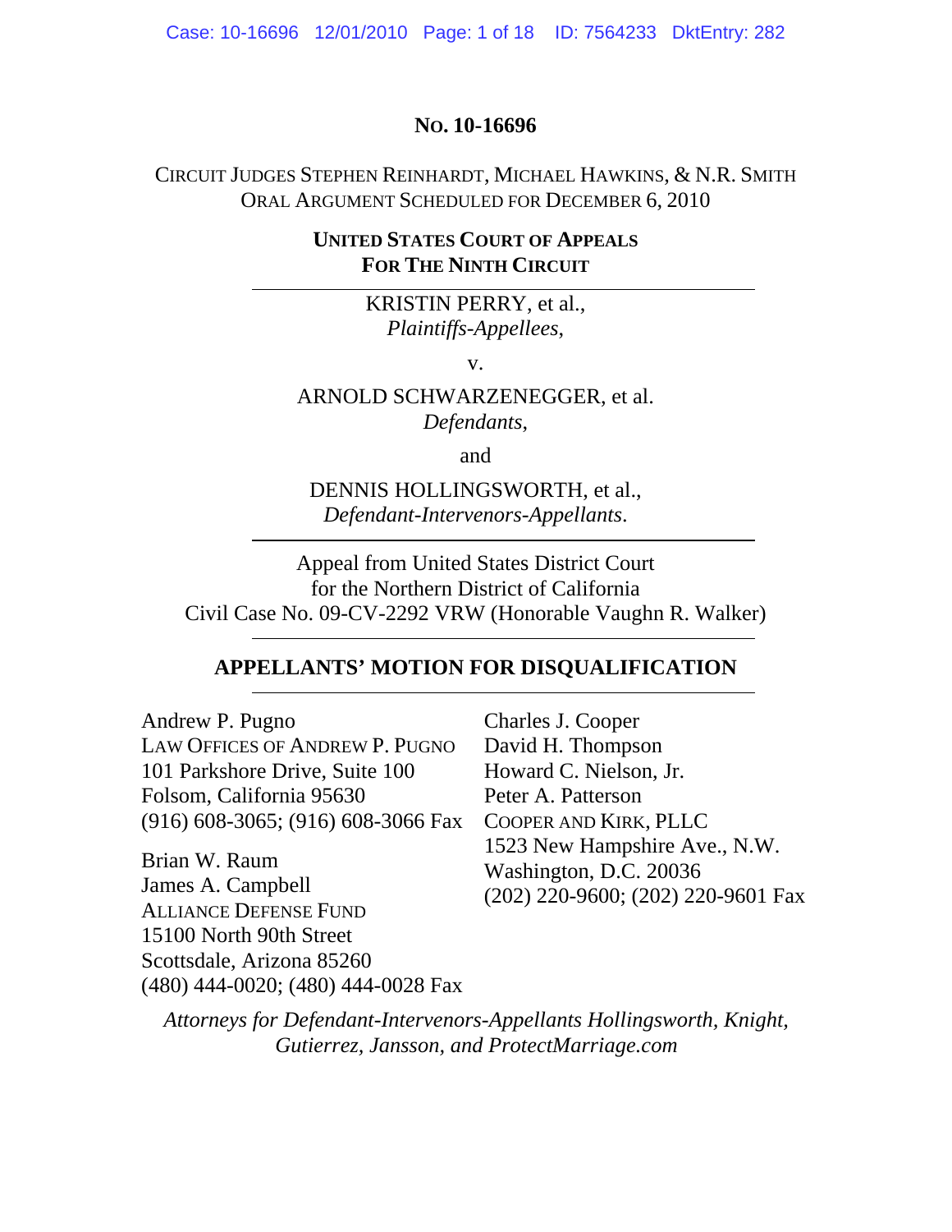**No. 10-16696**

Circuit Judges Stephen Reinhardt, Michael Hawkins, & N.R. Smith
Oral Argument Scheduled for December 6, 2010

**United States Court of Appeals**
**For The Ninth Circuit**

---

KRISTIN PERRY, et al.,
*Plaintiffs-Appellees*,

v.

ARNOLD SCHWARZENEGGER, et al.
*Defendants*,

and

DENNIS HOLLINGSWORTH, et al.,
*Defendant-Intervenors-Appellants*.

---

Appeal from United States District Court
for the Northern District of California
Civil Case No. 09-CV-2292 VRW (Honorable Vaughn R. Walker)

---

**APPELLANTS' MOTION FOR DISQUALIFICATION**

---

Andrew P. Pugno
Law Offices of Andrew P. Pugno
101 Parkshore Drive, Suite 100
Folsom, California 95630
(916) 608-3065; (916) 608-3066 Fax

Brian W. Raum
James A. Campbell
Alliance Defense Fund
15100 North 90th Street
Scottsdale, Arizona 85260
(480) 444-0020; (480) 444-0028 Fax

Charles J. Cooper
David H. Thompson
Howard C. Nielson, Jr.
Peter A. Patterson
Cooper and Kirk, PLLC
1523 New Hampshire Ave., N.W.
Washington, D.C. 20036
(202) 220-9600; (202) 220-9601 Fax

*Attorneys for Defendant-Intervenors-Appellants Hollingsworth, Knight, Gutierrez, Jansson, and ProtectMarriage.com*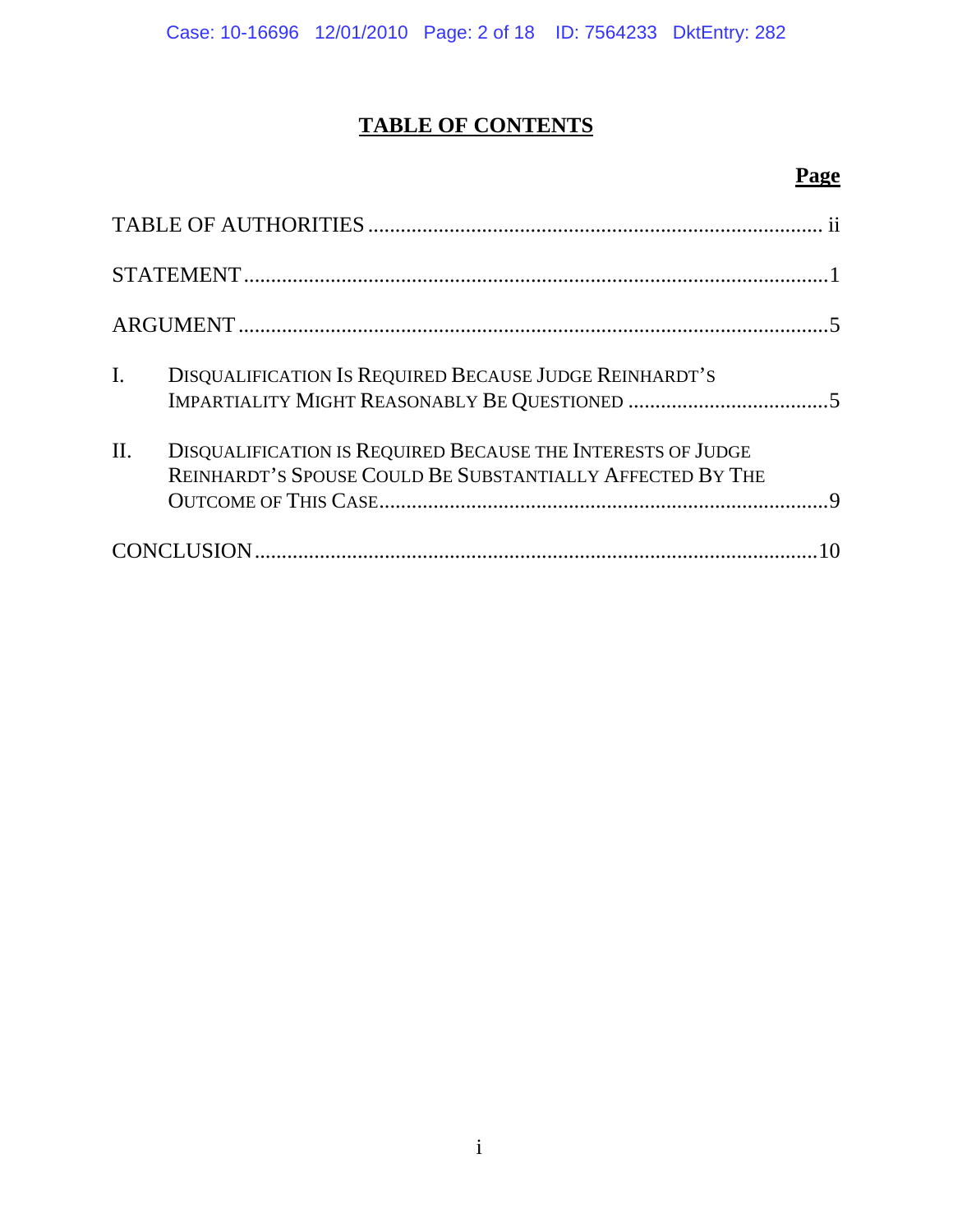# TABLE OF CONTENTS

| | Page |
|---|---|
| TABLE OF AUTHORITIES | ii |
| STATEMENT | 1 |
| ARGUMENT | 5 |
| I. DISQUALIFICATION IS REQUIRED BECAUSE JUDGE REINHARDT'S IMPARTIALITY MIGHT REASONABLY BE QUESTIONED | 5 |
| II. DISQUALIFICATION IS REQUIRED BECAUSE THE INTERESTS OF JUDGE REINHARDT'S SPOUSE COULD BE SUBSTANTIALLY AFFECTED BY THE OUTCOME OF THIS CASE | 9 |
| CONCLUSION | 10 |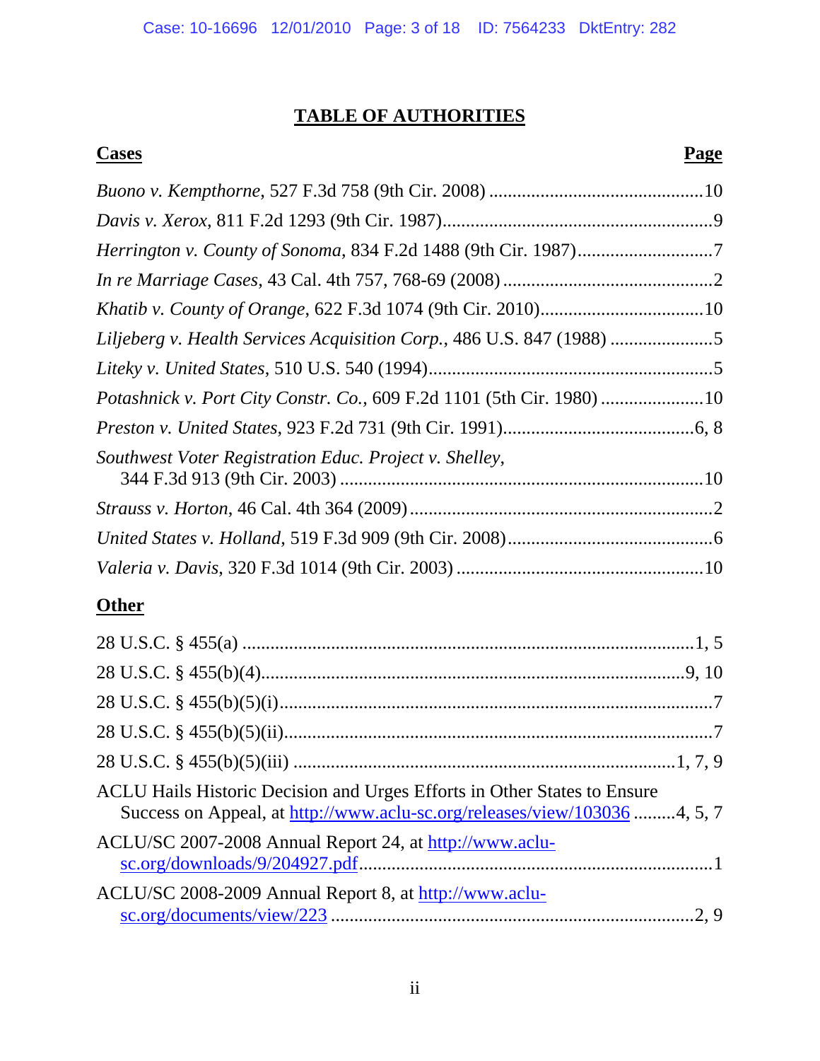# TABLE OF AUTHORITIES

| **Cases** | **Page** |
|---|---|
| *Buono v. Kempthorne*, 527 F.3d 758 (9th Cir. 2008) | 10 |
| *Davis v. Xerox*, 811 F.2d 1293 (9th Cir. 1987) | 9 |
| *Herrington v. County of Sonoma*, 834 F.2d 1488 (9th Cir. 1987) | 7 |
| *In re Marriage Cases*, 43 Cal. 4th 757, 768-69 (2008) | 2 |
| *Khatib v. County of Orange*, 622 F.3d 1074 (9th Cir. 2010) | 10 |
| *Liljeberg v. Health Services Acquisition Corp.*, 486 U.S. 847 (1988) | 5 |
| *Liteky v. United States*, 510 U.S. 540 (1994) | 5 |
| *Potashnick v. Port City Constr. Co.*, 609 F.2d 1101 (5th Cir. 1980) | 10 |
| *Preston v. United States*, 923 F.2d 731 (9th Cir. 1991) | 6, 8 |
| *Southwest Voter Registration Educ. Project v. Shelley*, 344 F.3d 913 (9th Cir. 2003) | 10 |
| *Strauss v. Horton*, 46 Cal. 4th 364 (2009) | 2 |
| *United States v. Holland*, 519 F.3d 909 (9th Cir. 2008) | 6 |
| *Valeria v. Davis*, 320 F.3d 1014 (9th Cir. 2003) | 10 |

| **Other** | |
|---|---|
| 28 U.S.C. § 455(a) | 1, 5 |
| 28 U.S.C. § 455(b)(4) | 9, 10 |
| 28 U.S.C. § 455(b)(5)(i) | 7 |
| 28 U.S.C. § 455(b)(5)(ii) | 7 |
| 28 U.S.C. § 455(b)(5)(iii) | 1, 7, 9 |
| ACLU Hails Historic Decision and Urges Efforts in Other States to Ensure Success on Appeal, at http://www.aclu-sc.org/releases/view/103036 | 4, 5, 7 |
| ACLU/SC 2007-2008 Annual Report 24, at http://www.aclu-sc.org/downloads/9/204927.pdf | 1 |
| ACLU/SC 2008-2009 Annual Report 8, at http://www.aclu-sc.org/documents/view/223 | 2, 9 |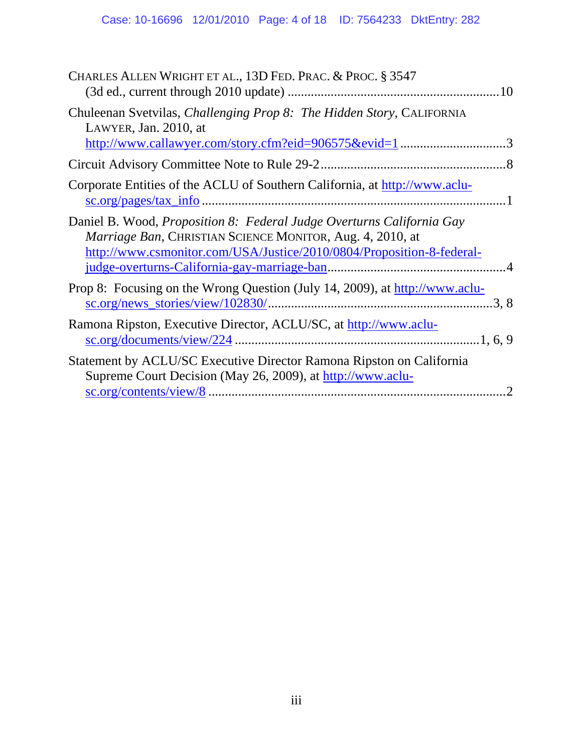CHARLES ALLEN WRIGHT ET AL., 13D FED. PRAC. & PROC. § 3547 (3d ed., current through 2010 update) ...............................................................10

Chuleenan Svetvilas, *Challenging Prop 8: The Hidden Story*, CALIFORNIA LAWYER, Jan. 2010, at http://www.callawyer.com/story.cfm?eid=906575&evid=1 ...............................3

Circuit Advisory Committee Note to Rule 29-2.......................................................8

Corporate Entities of the ACLU of Southern California, at http://www.aclu-sc.org/pages/tax_info ..........................................................................................1

Daniel B. Wood, *Proposition 8: Federal Judge Overturns California Gay Marriage Ban*, CHRISTIAN SCIENCE MONITOR, Aug. 4, 2010, at http://www.csmonitor.com/USA/Justice/2010/0804/Proposition-8-federal-judge-overturns-California-gay-marriage-ban.....................................................4

Prop 8: Focusing on the Wrong Question (July 14, 2009), at http://www.aclu-sc.org/news_stories/view/102830/...................................................................3, 8

Ramona Ripston, Executive Director, ACLU/SC, at http://www.aclu-sc.org/documents/view/224 .........................................................................1, 6, 9

Statement by ACLU/SC Executive Director Ramona Ripston on California Supreme Court Decision (May 26, 2009), at http://www.aclu-sc.org/contents/view/8 .........................................................................................2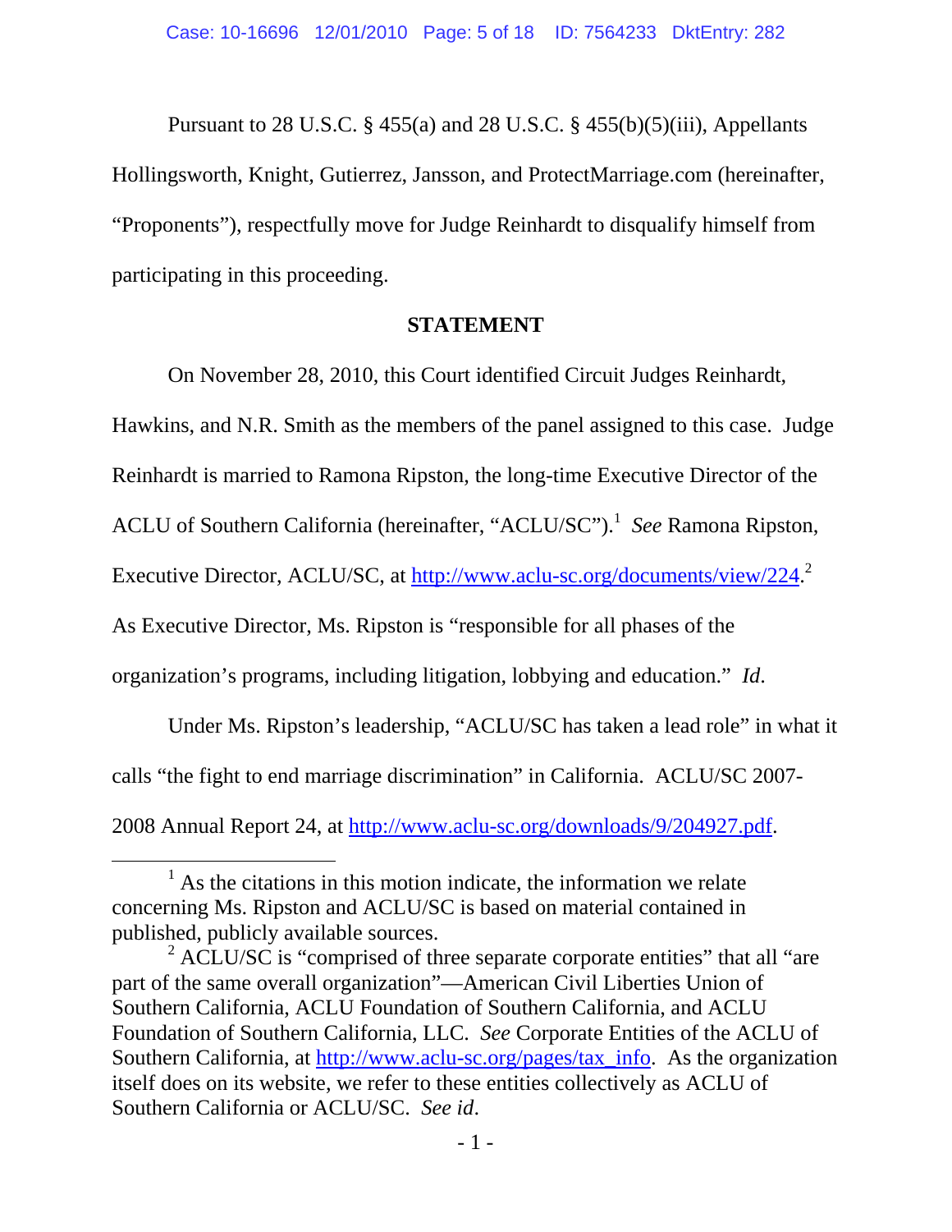Pursuant to 28 U.S.C. § 455(a) and 28 U.S.C. § 455(b)(5)(iii), Appellants Hollingsworth, Knight, Gutierrez, Jansson, and ProtectMarriage.com (hereinafter, "Proponents"), respectfully move for Judge Reinhardt to disqualify himself from participating in this proceeding.

## STATEMENT

On November 28, 2010, this Court identified Circuit Judges Reinhardt, Hawkins, and N.R. Smith as the members of the panel assigned to this case. Judge Reinhardt is married to Ramona Ripston, the long-time Executive Director of the ACLU of Southern California (hereinafter, "ACLU/SC").[1] *See* Ramona Ripston, Executive Director, ACLU/SC, at http://www.aclu-sc.org/documents/view/224.[2] As Executive Director, Ms. Ripston is "responsible for all phases of the organization's programs, including litigation, lobbying and education." *Id*.

Under Ms. Ripston's leadership, "ACLU/SC has taken a lead role" in what it calls "the fight to end marriage discrimination" in California. ACLU/SC 2007-2008 Annual Report 24, at http://www.aclu-sc.org/downloads/9/204927.pdf.

---

[1] As the citations in this motion indicate, the information we relate concerning Ms. Ripston and ACLU/SC is based on material contained in published, publicly available sources.

[2] ACLU/SC is "comprised of three separate corporate entities" that all "are part of the same overall organization"—American Civil Liberties Union of Southern California, ACLU Foundation of Southern California, and ACLU Foundation of Southern California, LLC. *See* Corporate Entities of the ACLU of Southern California, at http://www.aclu-sc.org/pages/tax_info. As the organization itself does on its website, we refer to these entities collectively as ACLU of Southern California or ACLU/SC. *See id*.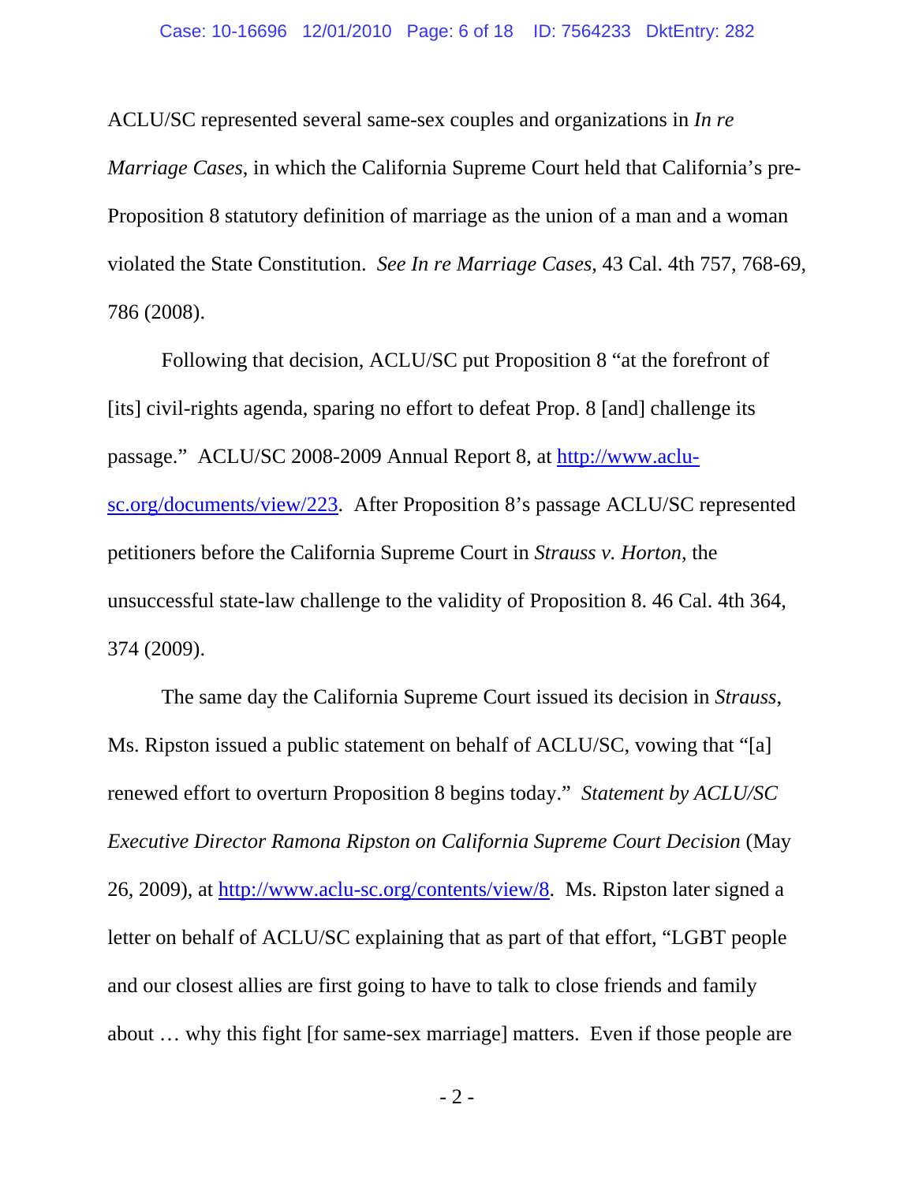ACLU/SC represented several same-sex couples and organizations in *In re Marriage Cases*, in which the California Supreme Court held that California's pre-Proposition 8 statutory definition of marriage as the union of a man and a woman violated the State Constitution. *See In re Marriage Cases*, 43 Cal. 4th 757, 768-69, 786 (2008).

Following that decision, ACLU/SC put Proposition 8 "at the forefront of [its] civil-rights agenda, sparing no effort to defeat Prop. 8 [and] challenge its passage." ACLU/SC 2008-2009 Annual Report 8, at [http://www.aclu-sc.org/documents/view/223](http://www.aclu-sc.org/documents/view/223). After Proposition 8's passage ACLU/SC represented petitioners before the California Supreme Court in *Strauss v. Horton*, the unsuccessful state-law challenge to the validity of Proposition 8. 46 Cal. 4th 364, 374 (2009).

The same day the California Supreme Court issued its decision in *Strauss*, Ms. Ripston issued a public statement on behalf of ACLU/SC, vowing that "[a] renewed effort to overturn Proposition 8 begins today." *Statement by ACLU/SC Executive Director Ramona Ripston on California Supreme Court Decision* (May 26, 2009), at [http://www.aclu-sc.org/contents/view/8](http://www.aclu-sc.org/contents/view/8). Ms. Ripston later signed a letter on behalf of ACLU/SC explaining that as part of that effort, "LGBT people and our closest allies are first going to have to talk to close friends and family about … why this fight [for same-sex marriage] matters. Even if those people are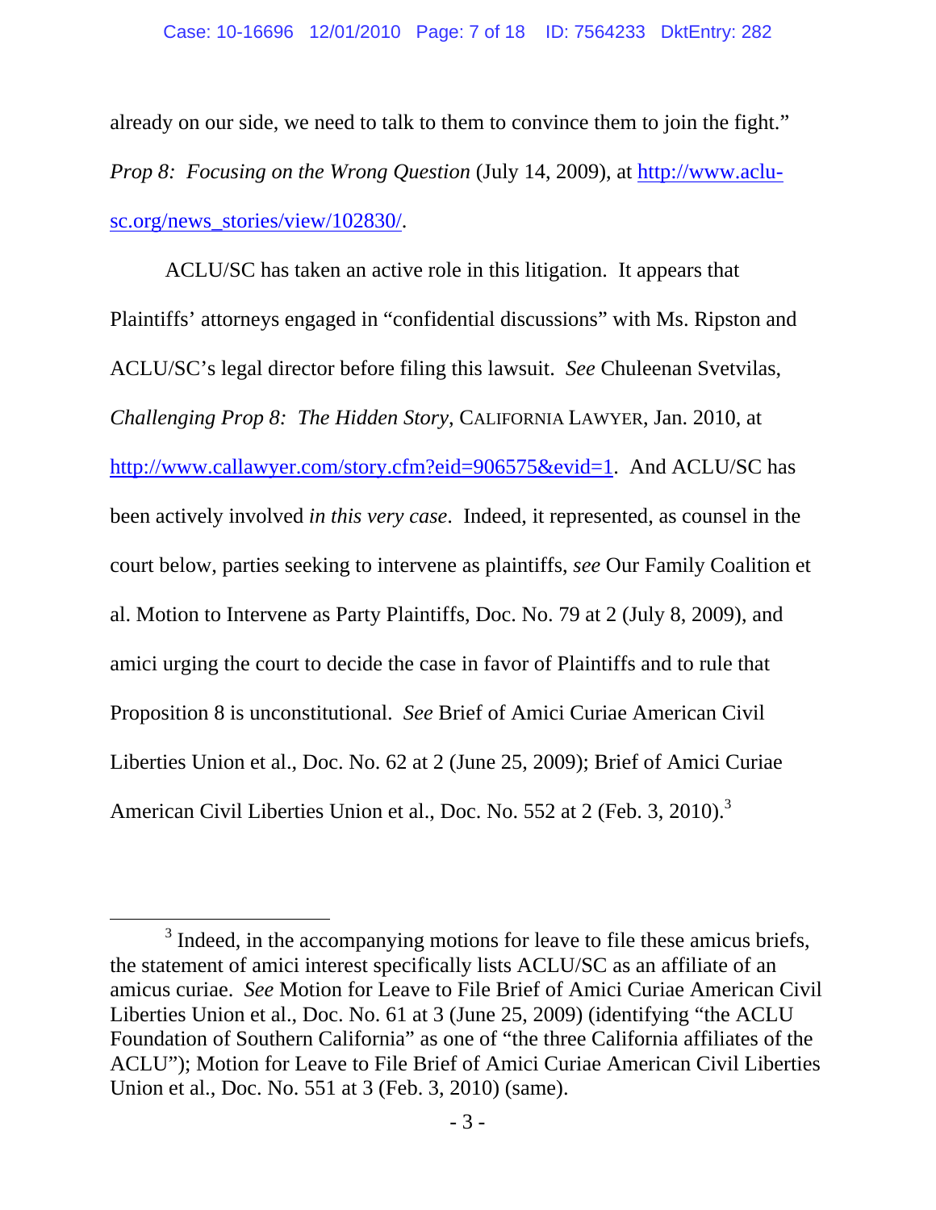already on our side, we need to talk to them to convince them to join the fight." *Prop 8: Focusing on the Wrong Question* (July 14, 2009), at http://www.aclu-sc.org/news_stories/view/102830/.

ACLU/SC has taken an active role in this litigation. It appears that Plaintiffs' attorneys engaged in "confidential discussions" with Ms. Ripston and ACLU/SC's legal director before filing this lawsuit. *See* Chuleenan Svetvilas, *Challenging Prop 8: The Hidden Story*, CALIFORNIA LAWYER, Jan. 2010, at http://www.callawyer.com/story.cfm?eid=906575&evid=1. And ACLU/SC has been actively involved *in this very case*. Indeed, it represented, as counsel in the court below, parties seeking to intervene as plaintiffs, *see* Our Family Coalition et al. Motion to Intervene as Party Plaintiffs, Doc. No. 79 at 2 (July 8, 2009), and amici urging the court to decide the case in favor of Plaintiffs and to rule that Proposition 8 is unconstitutional. *See* Brief of Amici Curiae American Civil Liberties Union et al., Doc. No. 62 at 2 (June 25, 2009); Brief of Amici Curiae American Civil Liberties Union et al., Doc. No. 552 at 2 (Feb. 3, 2010).[3]

[3] Indeed, in the accompanying motions for leave to file these amicus briefs, the statement of amici interest specifically lists ACLU/SC as an affiliate of an amicus curiae. *See* Motion for Leave to File Brief of Amici Curiae American Civil Liberties Union et al., Doc. No. 61 at 3 (June 25, 2009) (identifying "the ACLU Foundation of Southern California" as one of "the three California affiliates of the ACLU"); Motion for Leave to File Brief of Amici Curiae American Civil Liberties Union et al., Doc. No. 551 at 3 (Feb. 3, 2010) (same).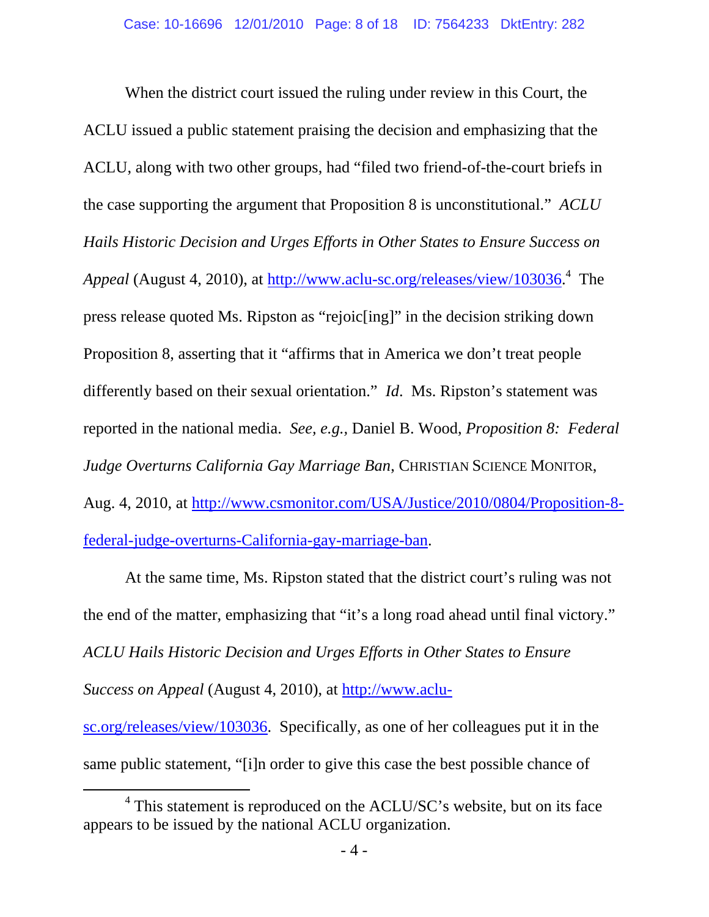When the district court issued the ruling under review in this Court, the ACLU issued a public statement praising the decision and emphasizing that the ACLU, along with two other groups, had "filed two friend-of-the-court briefs in the case supporting the argument that Proposition 8 is unconstitutional." *ACLU Hails Historic Decision and Urges Efforts in Other States to Ensure Success on Appeal* (August 4, 2010), at http://www.aclu-sc.org/releases/view/103036.[4] The press release quoted Ms. Ripston as "rejoic[ing]" in the decision striking down Proposition 8, asserting that it "affirms that in America we don't treat people differently based on their sexual orientation." *Id*. Ms. Ripston's statement was reported in the national media. *See, e.g.*, Daniel B. Wood, *Proposition 8: Federal Judge Overturns California Gay Marriage Ban*, CHRISTIAN SCIENCE MONITOR, Aug. 4, 2010, at http://www.csmonitor.com/USA/Justice/2010/0804/Proposition-8-federal-judge-overturns-California-gay-marriage-ban.

At the same time, Ms. Ripston stated that the district court's ruling was not the end of the matter, emphasizing that "it's a long road ahead until final victory." *ACLU Hails Historic Decision and Urges Efforts in Other States to Ensure Success on Appeal* (August 4, 2010), at http://www.aclu-sc.org/releases/view/103036. Specifically, as one of her colleagues put it in the same public statement, "[i]n order to give this case the best possible chance of

---

[4] This statement is reproduced on the ACLU/SC's website, but on its face appears to be issued by the national ACLU organization.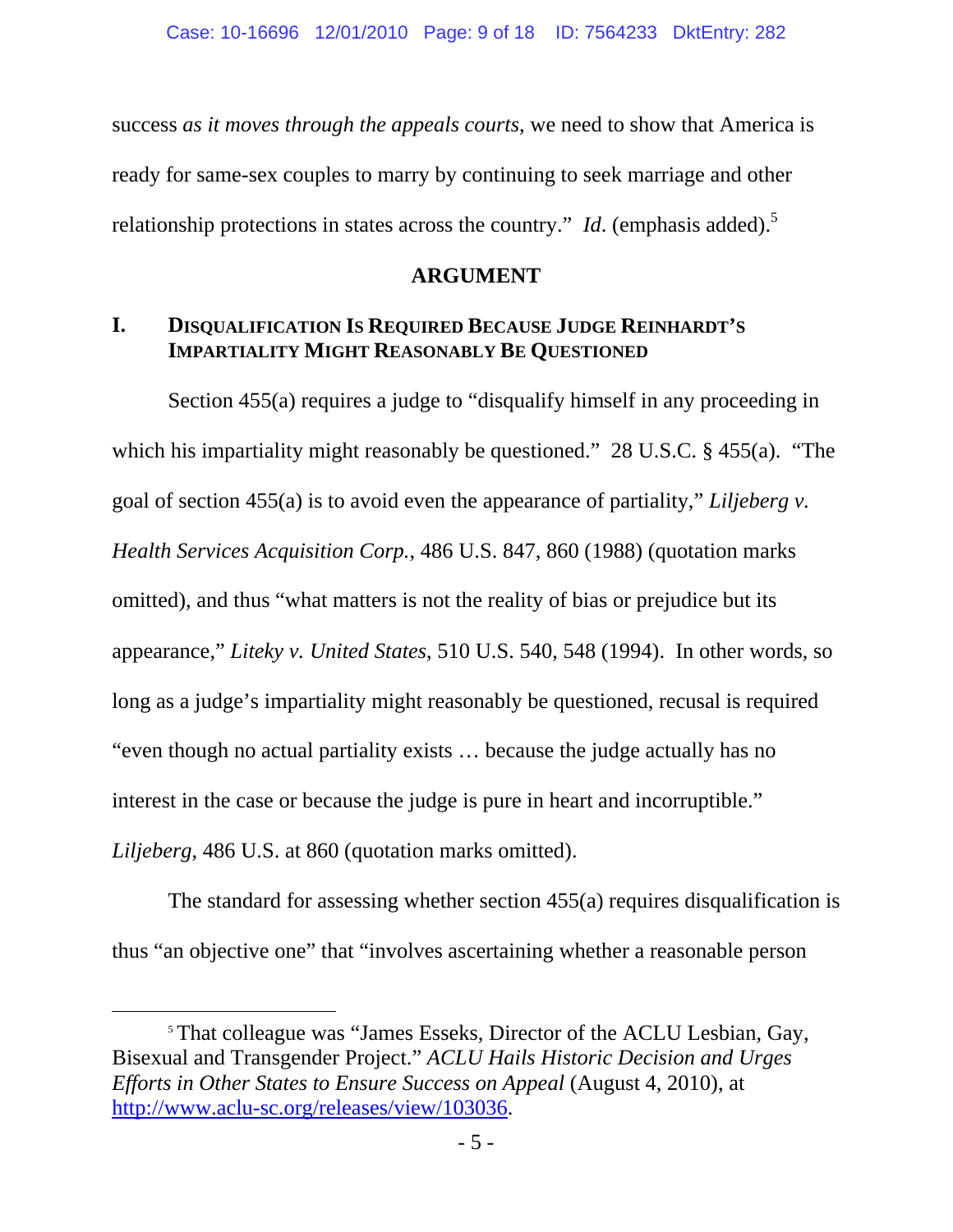success *as it moves through the appeals courts*, we need to show that America is ready for same-sex couples to marry by continuing to seek marriage and other relationship protections in states across the country." *Id*. (emphasis added).[5]

## ARGUMENT

### I. DISQUALIFICATION IS REQUIRED BECAUSE JUDGE REINHARDT'S IMPARTIALITY MIGHT REASONABLY BE QUESTIONED

Section 455(a) requires a judge to "disqualify himself in any proceeding in which his impartiality might reasonably be questioned." 28 U.S.C. § 455(a). "The goal of section 455(a) is to avoid even the appearance of partiality," *Liljeberg v. Health Services Acquisition Corp.*, 486 U.S. 847, 860 (1988) (quotation marks omitted), and thus "what matters is not the reality of bias or prejudice but its appearance," *Liteky v. United States*, 510 U.S. 540, 548 (1994). In other words, so long as a judge's impartiality might reasonably be questioned, recusal is required "even though no actual partiality exists … because the judge actually has no interest in the case or because the judge is pure in heart and incorruptible." *Liljeberg*, 486 U.S. at 860 (quotation marks omitted).

The standard for assessing whether section 455(a) requires disqualification is thus "an objective one" that "involves ascertaining whether a reasonable person

---

[5] That colleague was "James Esseks, Director of the ACLU Lesbian, Gay, Bisexual and Transgender Project." *ACLU Hails Historic Decision and Urges Efforts in Other States to Ensure Success on Appeal* (August 4, 2010), at http://www.aclu-sc.org/releases/view/103036.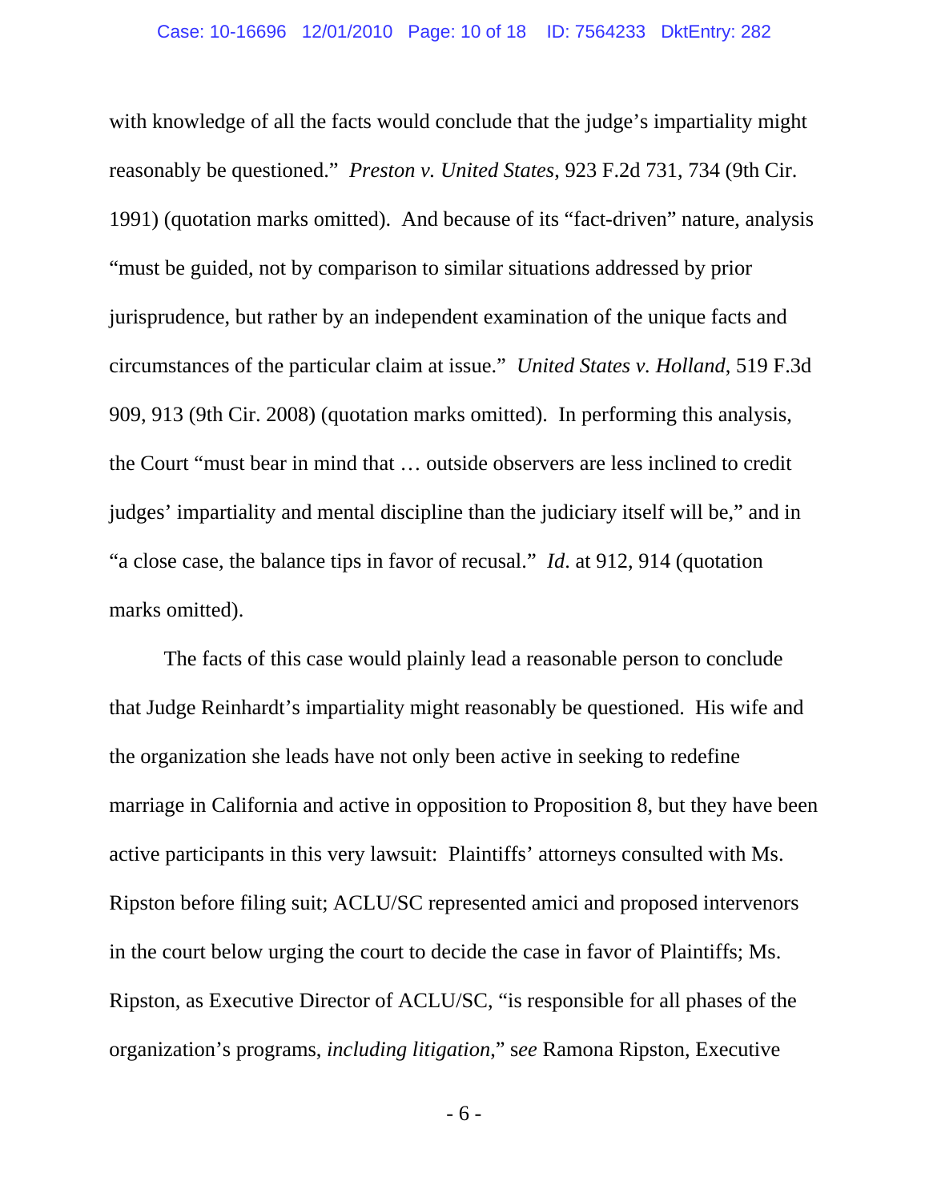with knowledge of all the facts would conclude that the judge's impartiality might reasonably be questioned." *Preston v. United States*, 923 F.2d 731, 734 (9th Cir. 1991) (quotation marks omitted). And because of its "fact-driven" nature, analysis "must be guided, not by comparison to similar situations addressed by prior jurisprudence, but rather by an independent examination of the unique facts and circumstances of the particular claim at issue." *United States v. Holland*, 519 F.3d 909, 913 (9th Cir. 2008) (quotation marks omitted). In performing this analysis, the Court "must bear in mind that … outside observers are less inclined to credit judges' impartiality and mental discipline than the judiciary itself will be," and in "a close case, the balance tips in favor of recusal." *Id*. at 912, 914 (quotation marks omitted).

The facts of this case would plainly lead a reasonable person to conclude that Judge Reinhardt's impartiality might reasonably be questioned. His wife and the organization she leads have not only been active in seeking to redefine marriage in California and active in opposition to Proposition 8, but they have been active participants in this very lawsuit: Plaintiffs' attorneys consulted with Ms. Ripston before filing suit; ACLU/SC represented amici and proposed intervenors in the court below urging the court to decide the case in favor of Plaintiffs; Ms. Ripston, as Executive Director of ACLU/SC, "is responsible for all phases of the organization's programs, *including litigation*," *see* Ramona Ripston, Executive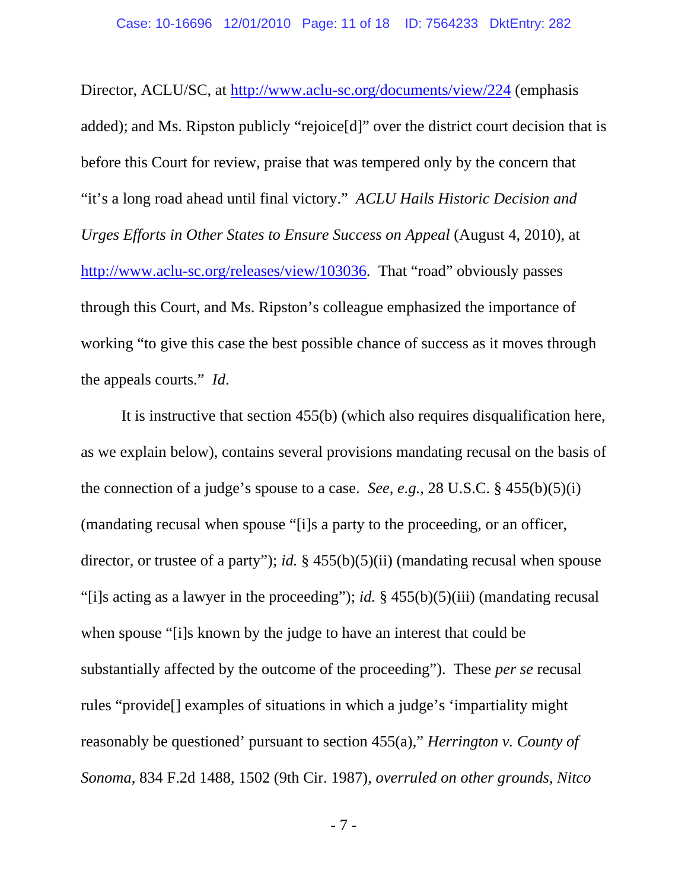Director, ACLU/SC, at http://www.aclu-sc.org/documents/view/224 (emphasis added); and Ms. Ripston publicly "rejoice[d]" over the district court decision that is before this Court for review, praise that was tempered only by the concern that "it's a long road ahead until final victory." *ACLU Hails Historic Decision and Urges Efforts in Other States to Ensure Success on Appeal* (August 4, 2010), at http://www.aclu-sc.org/releases/view/103036. That "road" obviously passes through this Court, and Ms. Ripston's colleague emphasized the importance of working "to give this case the best possible chance of success as it moves through the appeals courts." *Id*.

It is instructive that section 455(b) (which also requires disqualification here, as we explain below), contains several provisions mandating recusal on the basis of the connection of a judge's spouse to a case. *See, e.g.*, 28 U.S.C. § 455(b)(5)(i) (mandating recusal when spouse "[i]s a party to the proceeding, or an officer, director, or trustee of a party"); *id.* § 455(b)(5)(ii) (mandating recusal when spouse "[i]s acting as a lawyer in the proceeding"); *id.* § 455(b)(5)(iii) (mandating recusal when spouse "[i]s known by the judge to have an interest that could be substantially affected by the outcome of the proceeding"). These *per se* recusal rules "provide[] examples of situations in which a judge's 'impartiality might reasonably be questioned' pursuant to section 455(a)," *Herrington v. County of Sonoma*, 834 F.2d 1488, 1502 (9th Cir. 1987), *overruled on other grounds, Nitco*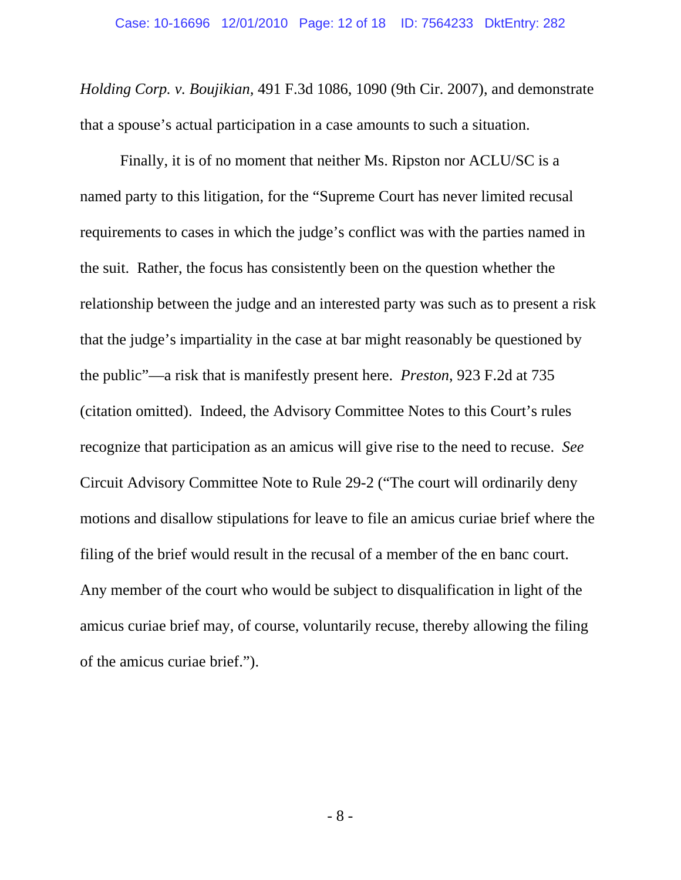*Holding Corp. v. Boujikian,* 491 F.3d 1086, 1090 (9th Cir. 2007), and demonstrate that a spouse's actual participation in a case amounts to such a situation.

Finally, it is of no moment that neither Ms. Ripston nor ACLU/SC is a named party to this litigation, for the "Supreme Court has never limited recusal requirements to cases in which the judge's conflict was with the parties named in the suit. Rather, the focus has consistently been on the question whether the relationship between the judge and an interested party was such as to present a risk that the judge's impartiality in the case at bar might reasonably be questioned by the public"—a risk that is manifestly present here. *Preston*, 923 F.2d at 735 (citation omitted). Indeed, the Advisory Committee Notes to this Court's rules recognize that participation as an amicus will give rise to the need to recuse. *See* Circuit Advisory Committee Note to Rule 29-2 ("The court will ordinarily deny motions and disallow stipulations for leave to file an amicus curiae brief where the filing of the brief would result in the recusal of a member of the en banc court. Any member of the court who would be subject to disqualification in light of the amicus curiae brief may, of course, voluntarily recuse, thereby allowing the filing of the amicus curiae brief.").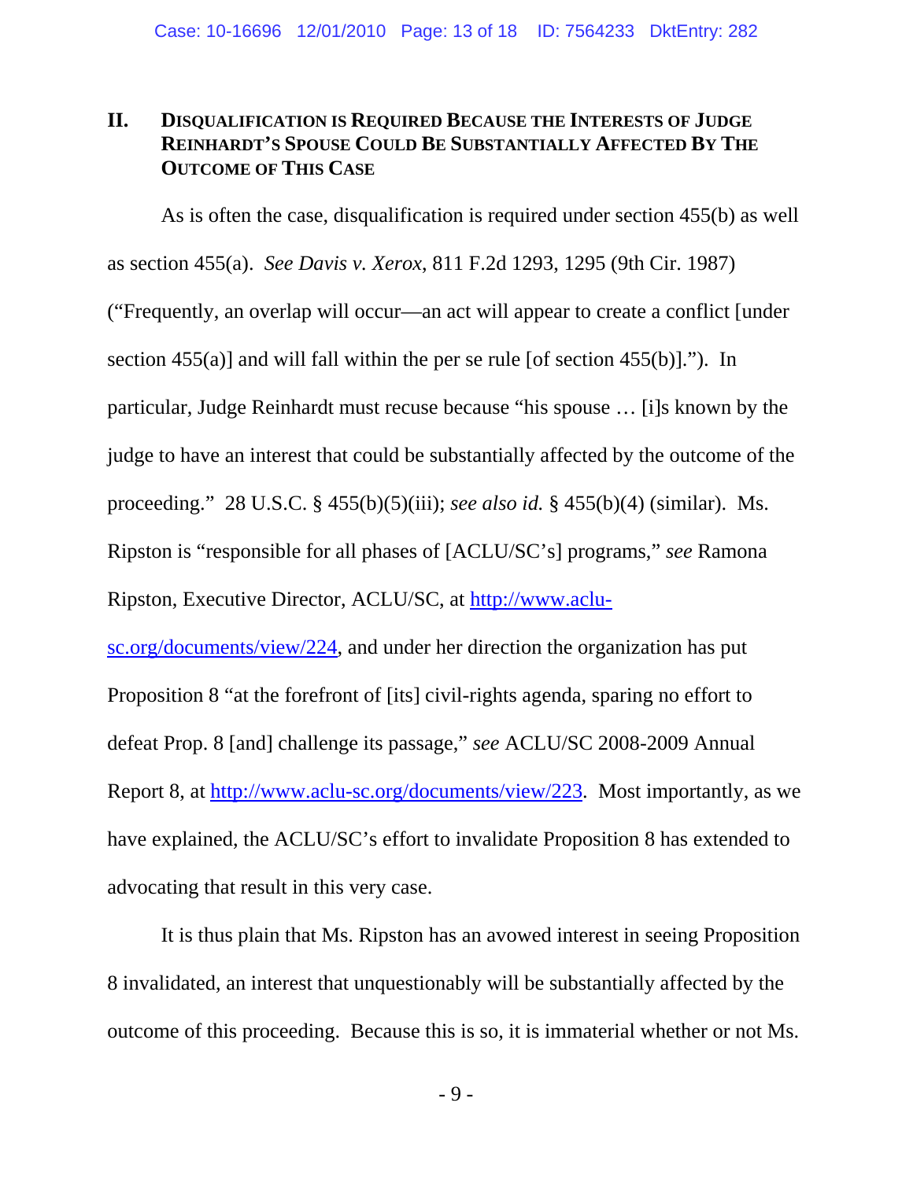## II. Disqualification is Required Because the Interests of Judge Reinhardt's Spouse Could Be Substantially Affected By The Outcome of This Case

As is often the case, disqualification is required under section 455(b) as well as section 455(a). *See Davis v. Xerox*, 811 F.2d 1293, 1295 (9th Cir. 1987) ("Frequently, an overlap will occur—an act will appear to create a conflict [under section 455(a)] and will fall within the per se rule [of section 455(b)]."). In particular, Judge Reinhardt must recuse because "his spouse … [i]s known by the judge to have an interest that could be substantially affected by the outcome of the proceeding." 28 U.S.C. § 455(b)(5)(iii); *see also id.* § 455(b)(4) (similar). Ms. Ripston is "responsible for all phases of [ACLU/SC's] programs," *see* Ramona Ripston, Executive Director, ACLU/SC, at http://www.aclu-sc.org/documents/view/224, and under her direction the organization has put Proposition 8 "at the forefront of [its] civil-rights agenda, sparing no effort to defeat Prop. 8 [and] challenge its passage," *see* ACLU/SC 2008-2009 Annual Report 8, at http://www.aclu-sc.org/documents/view/223. Most importantly, as we have explained, the ACLU/SC's effort to invalidate Proposition 8 has extended to advocating that result in this very case.

It is thus plain that Ms. Ripston has an avowed interest in seeing Proposition 8 invalidated, an interest that unquestionably will be substantially affected by the outcome of this proceeding. Because this is so, it is immaterial whether or not Ms.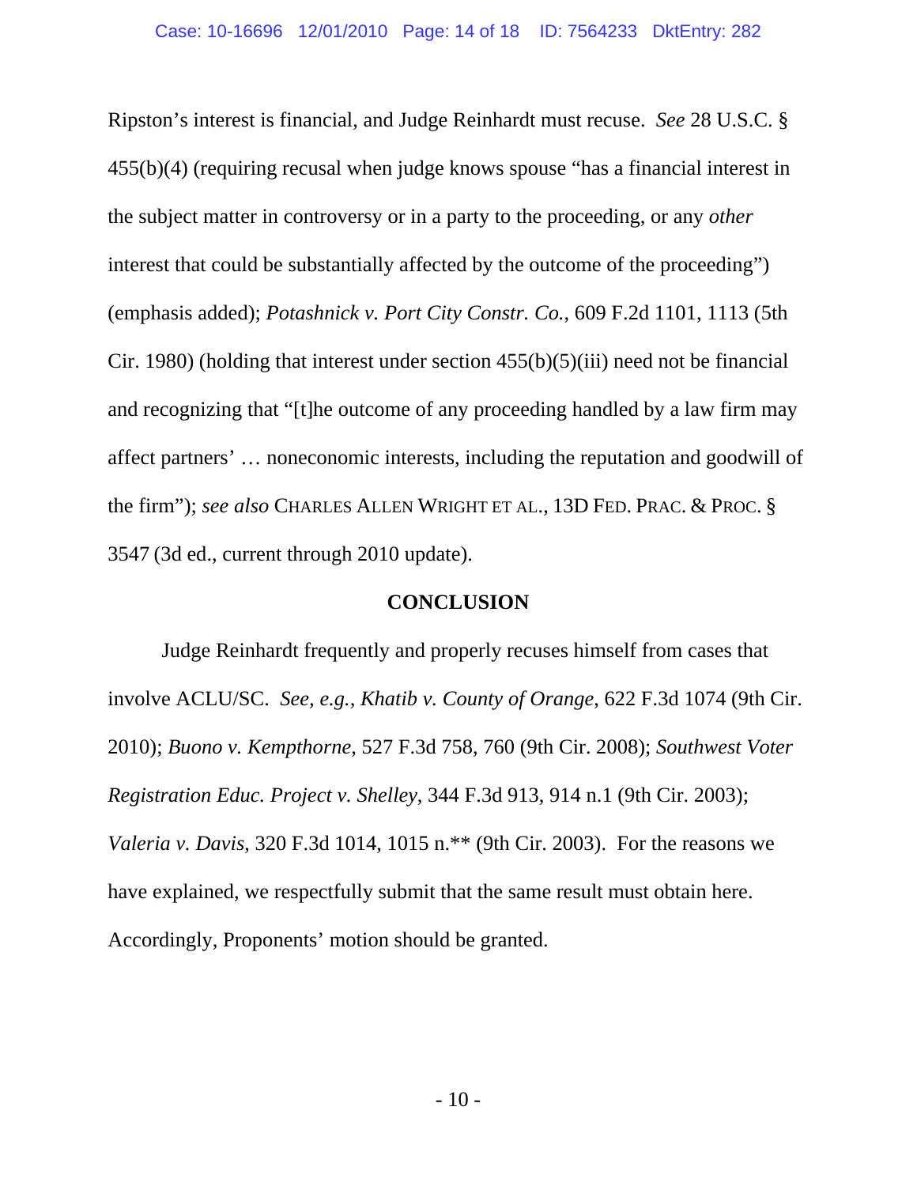Ripston's interest is financial, and Judge Reinhardt must recuse. *See* 28 U.S.C. § 455(b)(4) (requiring recusal when judge knows spouse "has a financial interest in the subject matter in controversy or in a party to the proceeding, or any *other* interest that could be substantially affected by the outcome of the proceeding") (emphasis added); *Potashnick v. Port City Constr. Co.*, 609 F.2d 1101, 1113 (5th Cir. 1980) (holding that interest under section 455(b)(5)(iii) need not be financial and recognizing that "[t]he outcome of any proceeding handled by a law firm may affect partners' … noneconomic interests, including the reputation and goodwill of the firm"); *see also* CHARLES ALLEN WRIGHT ET AL., 13D FED. PRAC. & PROC. § 3547 (3d ed., current through 2010 update).

**CONCLUSION**

Judge Reinhardt frequently and properly recuses himself from cases that involve ACLU/SC. *See, e.g.*, *Khatib v. County of Orange*, 622 F.3d 1074 (9th Cir. 2010); *Buono v. Kempthorne*, 527 F.3d 758, 760 (9th Cir. 2008); *Southwest Voter Registration Educ. Project v. Shelley*, 344 F.3d 913, 914 n.1 (9th Cir. 2003); *Valeria v. Davis*, 320 F.3d 1014, 1015 n.** (9th Cir. 2003). For the reasons we have explained, we respectfully submit that the same result must obtain here. Accordingly, Proponents' motion should be granted.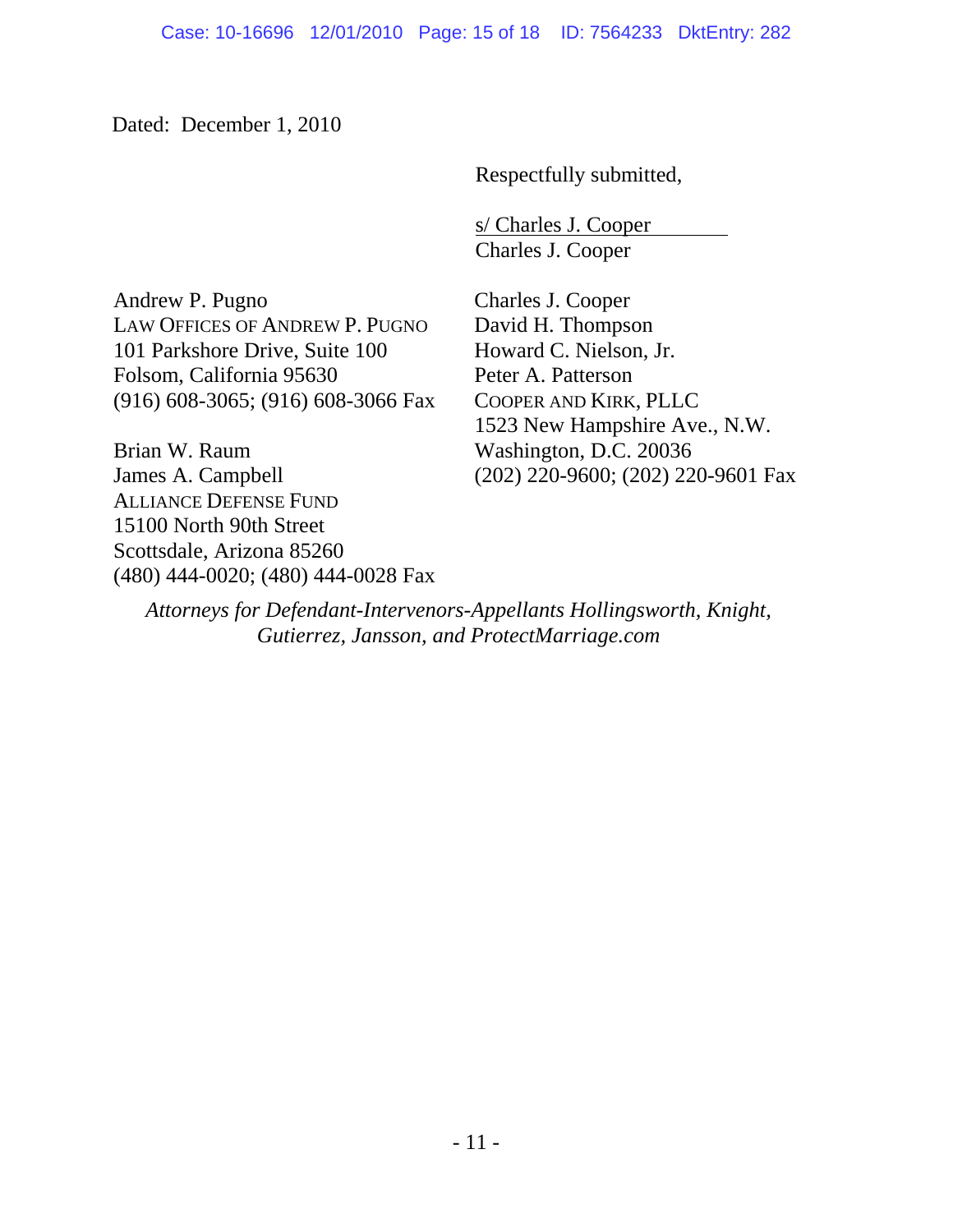Dated: December 1, 2010

Respectfully submitted,

s/ Charles J. Cooper
Charles J. Cooper

Charles J. Cooper
David H. Thompson
Howard C. Nielson, Jr.
Peter A. Patterson
COOPER AND KIRK, PLLC
1523 New Hampshire Ave., N.W.
Washington, D.C. 20036
(202) 220-9600; (202) 220-9601 Fax

Andrew P. Pugno
LAW OFFICES OF ANDREW P. PUGNO
101 Parkshore Drive, Suite 100
Folsom, California 95630
(916) 608-3065; (916) 608-3066 Fax

Brian W. Raum
James A. Campbell
ALLIANCE DEFENSE FUND
15100 North 90th Street
Scottsdale, Arizona 85260
(480) 444-0020; (480) 444-0028 Fax

*Attorneys for Defendant-Intervenors-Appellants Hollingsworth, Knight, Gutierrez, Jansson, and ProtectMarriage.com*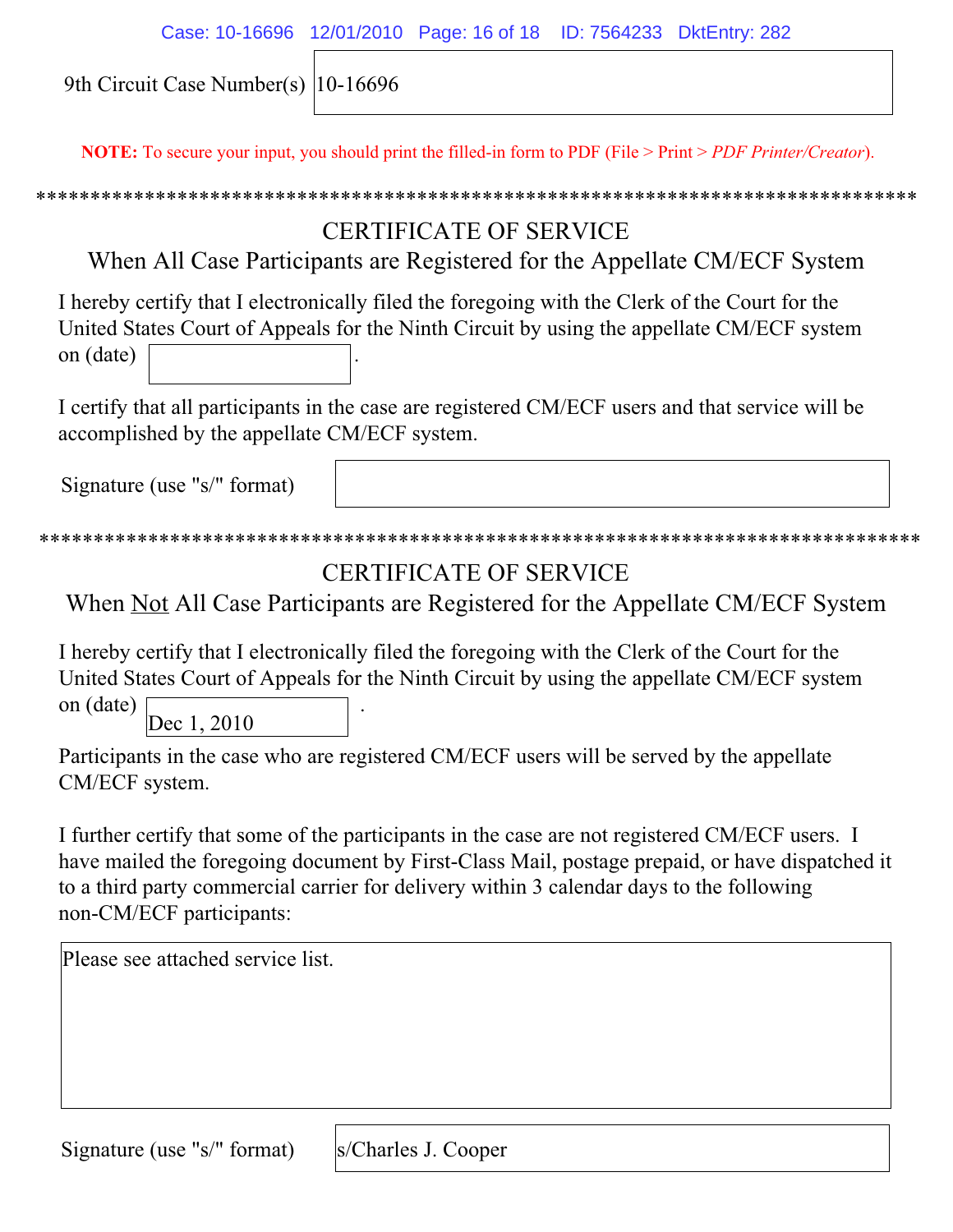9th Circuit Case Number(s) 10-16696

**NOTE:** To secure your input, you should print the filled-in form to PDF (File > Print > *PDF Printer/Creator*).

*********************************************************************************

## CERTIFICATE OF SERVICE
### When All Case Participants are Registered for the Appellate CM/ECF System

I hereby certify that I electronically filed the foregoing with the Clerk of the Court for the United States Court of Appeals for the Ninth Circuit by using the appellate CM/ECF system on (date) ____________ .

I certify that all participants in the case are registered CM/ECF users and that service will be accomplished by the appellate CM/ECF system.

Signature (use "s/" format) ____________

*********************************************************************************

## CERTIFICATE OF SERVICE
### When <u>Not</u> All Case Participants are Registered for the Appellate CM/ECF System

I hereby certify that I electronically filed the foregoing with the Clerk of the Court for the United States Court of Appeals for the Ninth Circuit by using the appellate CM/ECF system on (date) Dec 1, 2010 .

Participants in the case who are registered CM/ECF users will be served by the appellate CM/ECF system.

I further certify that some of the participants in the case are not registered CM/ECF users. I have mailed the foregoing document by First-Class Mail, postage prepaid, or have dispatched it to a third party commercial carrier for delivery within 3 calendar days to the following non-CM/ECF participants:

Please see attached service list.

Signature (use "s/" format) s/Charles J. Cooper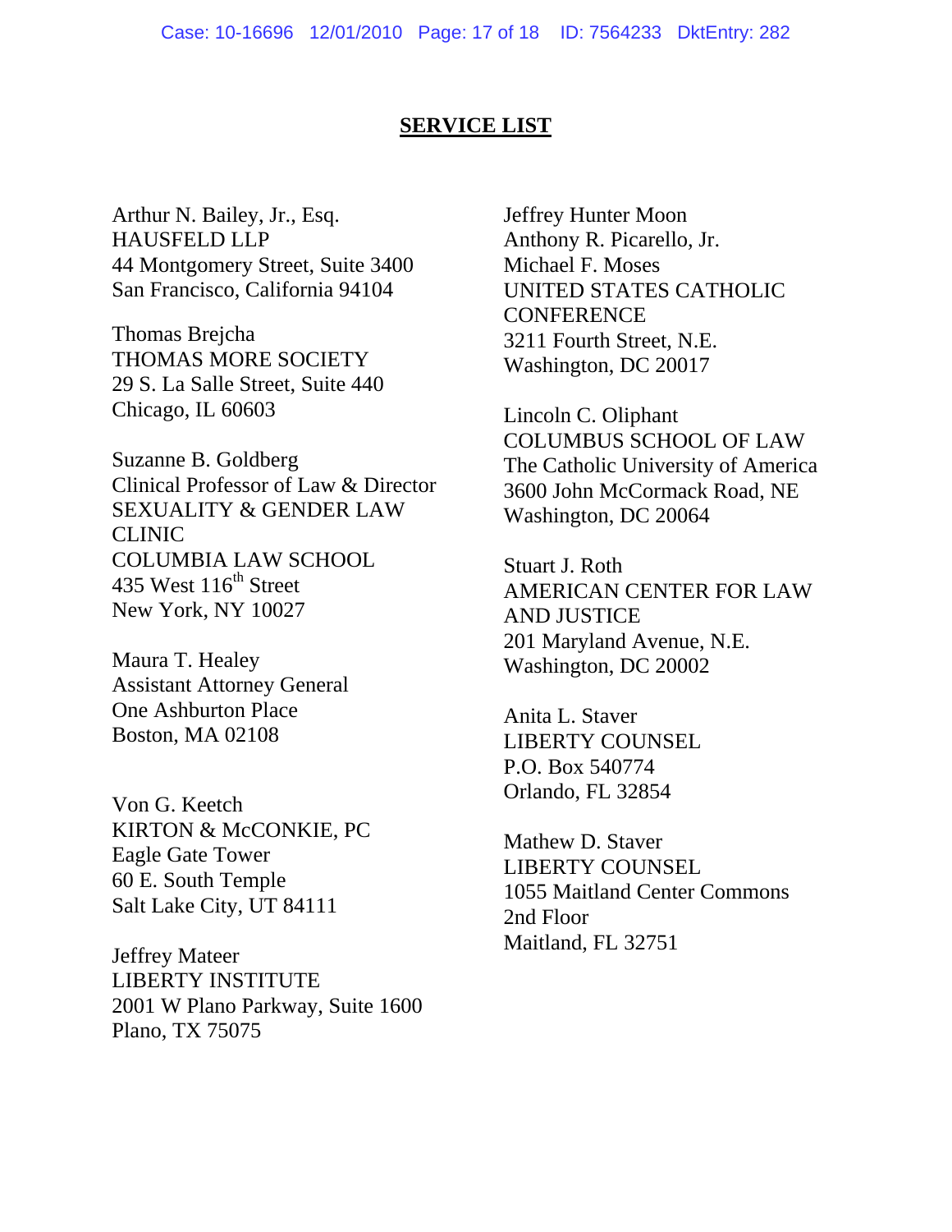## SERVICE LIST

Arthur N. Bailey, Jr., Esq.
HAUSFELD LLP
44 Montgomery Street, Suite 3400
San Francisco, California 94104

Thomas Brejcha
THOMAS MORE SOCIETY
29 S. La Salle Street, Suite 440
Chicago, IL 60603

Suzanne B. Goldberg
Clinical Professor of Law & Director
SEXUALITY & GENDER LAW CLINIC
COLUMBIA LAW SCHOOL
435 West 116th Street
New York, NY 10027

Maura T. Healey
Assistant Attorney General
One Ashburton Place
Boston, MA 02108

Von G. Keetch
KIRTON & McCONKIE, PC
Eagle Gate Tower
60 E. South Temple
Salt Lake City, UT 84111

Jeffrey Mateer
LIBERTY INSTITUTE
2001 W Plano Parkway, Suite 1600
Plano, TX 75075

Jeffrey Hunter Moon
Anthony R. Picarello, Jr.
Michael F. Moses
UNITED STATES CATHOLIC CONFERENCE
3211 Fourth Street, N.E.
Washington, DC 20017

Lincoln C. Oliphant
COLUMBUS SCHOOL OF LAW
The Catholic University of America
3600 John McCormack Road, NE
Washington, DC 20064

Stuart J. Roth
AMERICAN CENTER FOR LAW AND JUSTICE
201 Maryland Avenue, N.E.
Washington, DC 20002

Anita L. Staver
LIBERTY COUNSEL
P.O. Box 540774
Orlando, FL 32854

Mathew D. Staver
LIBERTY COUNSEL
1055 Maitland Center Commons
2nd Floor
Maitland, FL 32751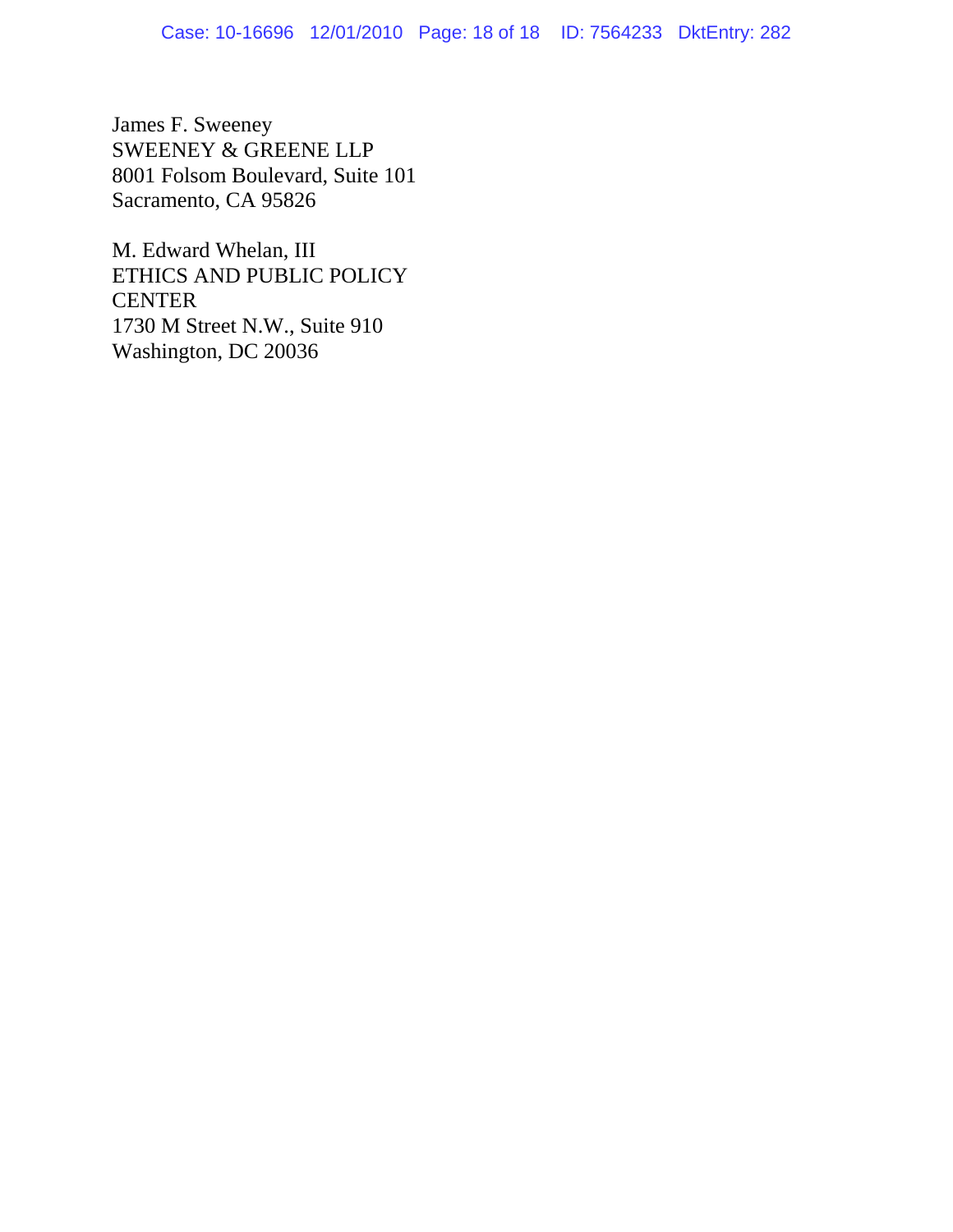James F. Sweeney
SWEENEY & GREENE LLP
8001 Folsom Boulevard, Suite 101
Sacramento, CA 95826

M. Edward Whelan, III
ETHICS AND PUBLIC POLICY
CENTER
1730 M Street N.W., Suite 910
Washington, DC 20036